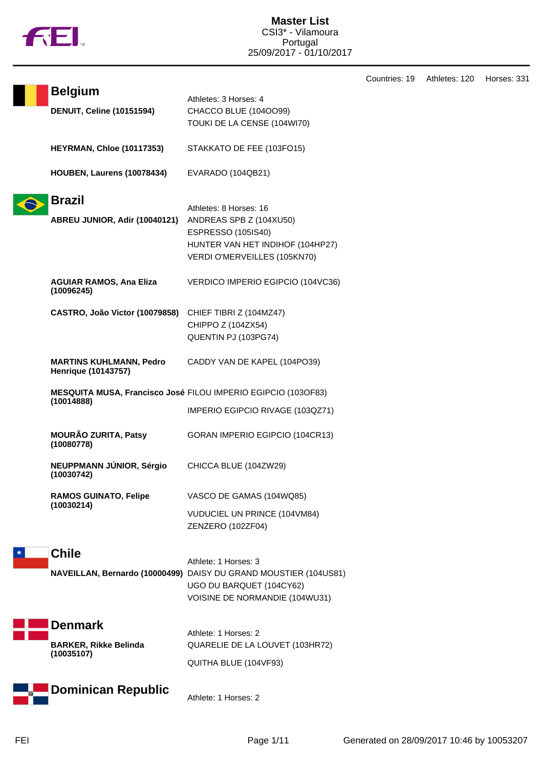# Master List

CSI3* - Vilamoura
Portugal
25/09/2017 - 01/10/2017

Countries: 19 Athletes: 120 Horses: 331

## Belgium

Athletes: 3 Horses: 4

**DENUIT, Celine (10151594)**
- CHACCO BLUE (104OO99)
- TOUKI DE LA CENSE (104WI70)

**HEYRMAN, Chloe (10117353)**
- STAKKATO DE FEE (103FO15)

**HOUBEN, Laurens (10078434)**
- EVARADO (104QB21)

## Brazil

Athletes: 8 Horses: 16

**ABREU JUNIOR, Adir (10040121)**
- ANDREAS SPB Z (104XU50)
- ESPRESSO (105IS40)
- HUNTER VAN HET INDIHOF (104HP27)
- VERDI O'MERVEILLES (105KN70)

**AGUIAR RAMOS, Ana Eliza (10096245)**
- VERDICO IMPERIO EGIPCIO (104VC36)

**CASTRO, João Victor (10079858)**
- CHIEF TIBRI Z (104MZ47)
- CHIPPO Z (104ZX54)
- QUENTIN PJ (103PG74)

**MARTINS KUHLMANN, Pedro Henrique (10143757)**
- CADDY VAN DE KAPEL (104PO39)

**MESQUITA MUSA, Francisco José (10014888)**
- FILOU IMPERIO EGIPCIO (103OF83)
- IMPERIO EGIPCIO RIVAGE (103QZ71)

**MOURÃO ZURITA, Patsy (10080778)**
- GORAN IMPERIO EGIPCIO (104CR13)

**NEUPPMANN JÚNIOR, Sérgio (10030742)**
- CHICCA BLUE (104ZW29)

**RAMOS GUINATO, Felipe (10030214)**
- VASCO DE GAMAS (104WQ85)
- VUDUCIEL UN PRINCE (104VM84)
- ZENZERO (102ZF04)

## Chile

Athlete: 1 Horses: 3

**NAVEILLAN, Bernardo (10000499)**
- DAISY DU GRAND MOUSTIER (104US81)
- UGO DU BARQUET (104CY62)
- VOISINE DE NORMANDIE (104WU31)

## Denmark

Athlete: 1 Horses: 2

**BARKER, Rikke Belinda (10035107)**
- QUARELIE DE LA LOUVET (103HR72)
- QUITHA BLUE (104VF93)

## Dominican Republic

Athlete: 1 Horses: 2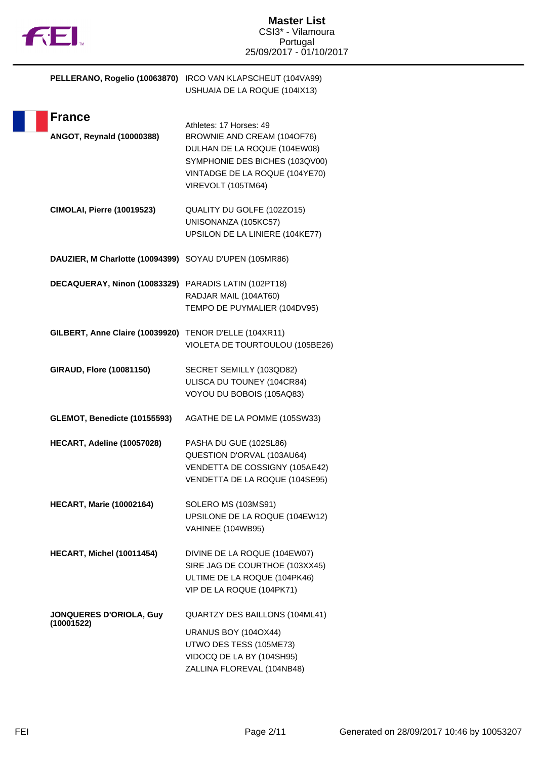**Master List**
CSI3* - Vilamoura
Portugal
25/09/2017 - 01/10/2017

| | |
|---|---|
| **PELLERANO, Rogelio (10063870)** | IRCO VAN KLAPSCHEUT (104VA99)<br>USHUAIA DE LA ROQUE (104IX13) |

## France

Athletes: 17 Horses: 49

| | |
|---|---|
| **ANGOT, Reynald (10000388)** | BROWNIE AND CREAM (104OF76)<br>DULHAN DE LA ROQUE (104EW08)<br>SYMPHONIE DES BICHES (103QV00)<br>VINTADGE DE LA ROQUE (104YE70)<br>VIREVOLT (105TM64) |
| **CIMOLAI, Pierre (10019523)** | QUALITY DU GOLFE (102ZO15)<br>UNISONANZA (105KC57)<br>UPSILON DE LA LINIERE (104KE77) |
| **DAUZIER, M Charlotte (10094399)** | SOYAU D'UPEN (105MR86) |
| **DECAQUERAY, Ninon (10083329)** | PARADIS LATIN (102PT18)<br>RADJAR MAIL (104AT60)<br>TEMPO DE PUYMALIER (104DV95) |
| **GILBERT, Anne Claire (10039920)** | TENOR D'ELLE (104XR11)<br>VIOLETA DE TOURTOULOU (105BE26) |
| **GIRAUD, Flore (10081150)** | SECRET SEMILLY (103QD82)<br>ULISCA DU TOUNEY (104CR84)<br>VOYOU DU BOBOIS (105AQ83) |
| **GLEMOT, Benedicte (10155593)** | AGATHE DE LA POMME (105SW33) |
| **HECART, Adeline (10057028)** | PASHA DU GUE (102SL86)<br>QUESTION D'ORVAL (103AU64)<br>VENDETTA DE COSSIGNY (105AE42)<br>VENDETTA DE LA ROQUE (104SE95) |
| **HECART, Marie (10002164)** | SOLERO MS (103MS91)<br>UPSILONE DE LA ROQUE (104EW12)<br>VAHINEE (104WB95) |
| **HECART, Michel (10011454)** | DIVINE DE LA ROQUE (104EW07)<br>SIRE JAG DE COURTHOE (103XX45)<br>ULTIME DE LA ROQUE (104PK46)<br>VIP DE LA ROQUE (104PK71) |
| **JONQUERES D'ORIOLA, Guy (10001522)** | QUARTZY DES BAILLONS (104ML41)<br>URANUS BOY (104OX44)<br>UTWO DES TESS (105ME73)<br>VIDOCQ DE LA BY (104SH95)<br>ZALLINA FLOREVAL (104NB48) |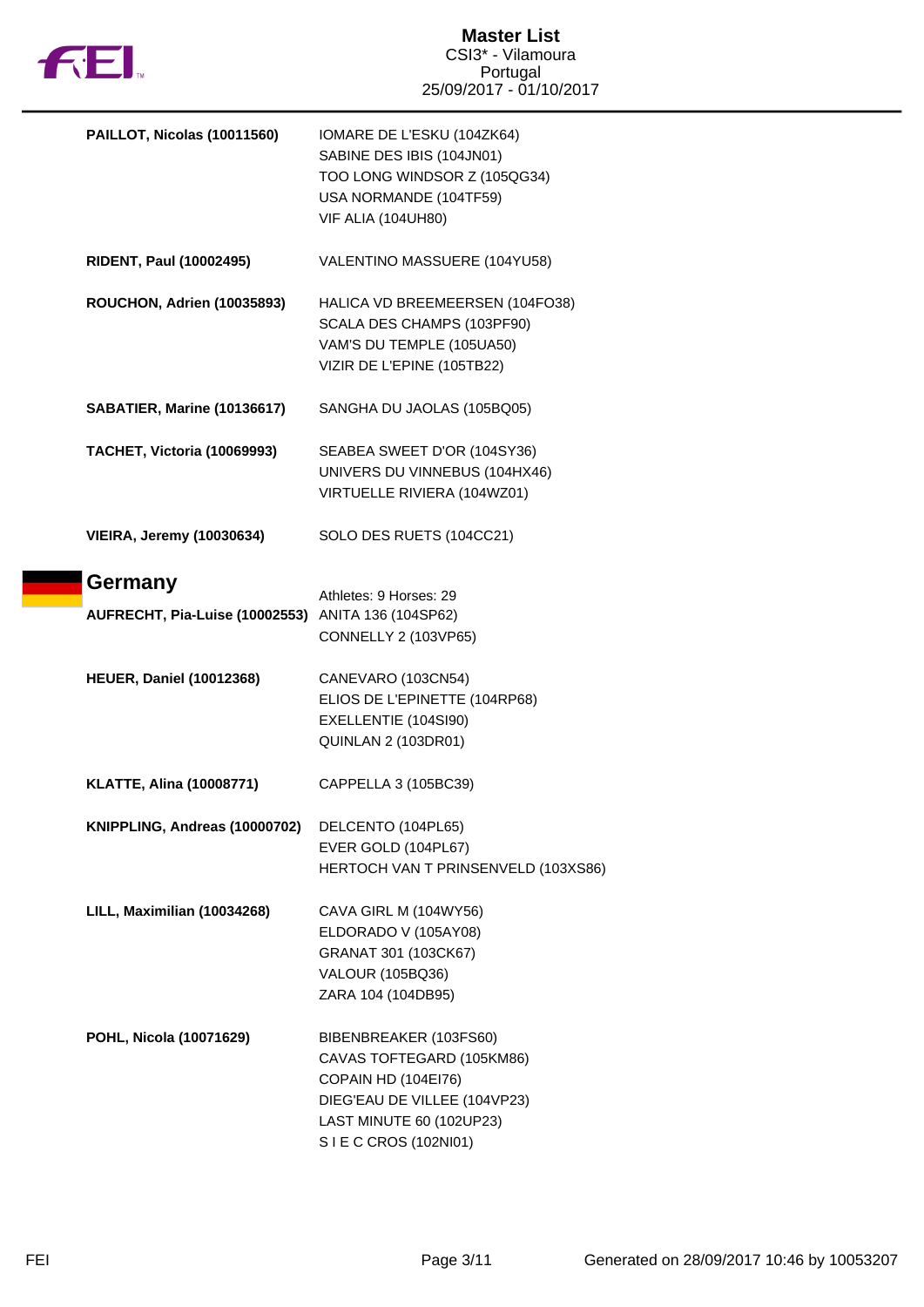| | |
|---|---|
| **PAILLOT, Nicolas (10011560)** | IOMARE DE L'ESKU (104ZK64)<br>SABINE DES IBIS (104JN01)<br>TOO LONG WINDSOR Z (105QG34)<br>USA NORMANDE (104TF59)<br>VIF ALIA (104UH80) |
| **RIDENT, Paul (10002495)** | VALENTINO MASSUERE (104YU58) |
| **ROUCHON, Adrien (10035893)** | HALICA VD BREEMEERSEN (104FO38)<br>SCALA DES CHAMPS (103PF90)<br>VAM'S DU TEMPLE (105UA50)<br>VIZIR DE L'EPINE (105TB22) |
| **SABATIER, Marine (10136617)** | SANGHA DU JAOLAS (105BQ05) |
| **TACHET, Victoria (10069993)** | SEABEA SWEET D'OR (104SY36)<br>UNIVERS DU VINNEBUS (104HX46)<br>VIRTUELLE RIVIERA (104WZ01) |
| **VIEIRA, Jeremy (10030634)** | SOLO DES RUETS (104CC21) |

## Germany

Athletes: 9 Horses: 29

| | |
|---|---|
| **AUFRECHT, Pia-Luise (10002553)** | ANITA 136 (104SP62)<br>CONNELLY 2 (103VP65) |
| **HEUER, Daniel (10012368)** | CANEVARO (103CN54)<br>ELIOS DE L'EPINETTE (104RP68)<br>EXELLENTIE (104SI90)<br>QUINLAN 2 (103DR01) |
| **KLATTE, Alina (10008771)** | CAPPELLA 3 (105BC39) |
| **KNIPPLING, Andreas (10000702)** | DELCENTO (104PL65)<br>EVER GOLD (104PL67)<br>HERTOCH VAN T PRINSENVELD (103XS86) |
| **LILL, Maximilian (10034268)** | CAVA GIRL M (104WY56)<br>ELDORADO V (105AY08)<br>GRANAT 301 (103CK67)<br>VALOUR (105BQ36)<br>ZARA 104 (104DB95) |
| **POHL, Nicola (10071629)** | BIBENBREAKER (103FS60)<br>CAVAS TOFTEGARD (105KM86)<br>COPAIN HD (104EI76)<br>DIEG'EAU DE VILLEE (104VP23)<br>LAST MINUTE 60 (102UP23)<br>S I E C CROS (102NI01) |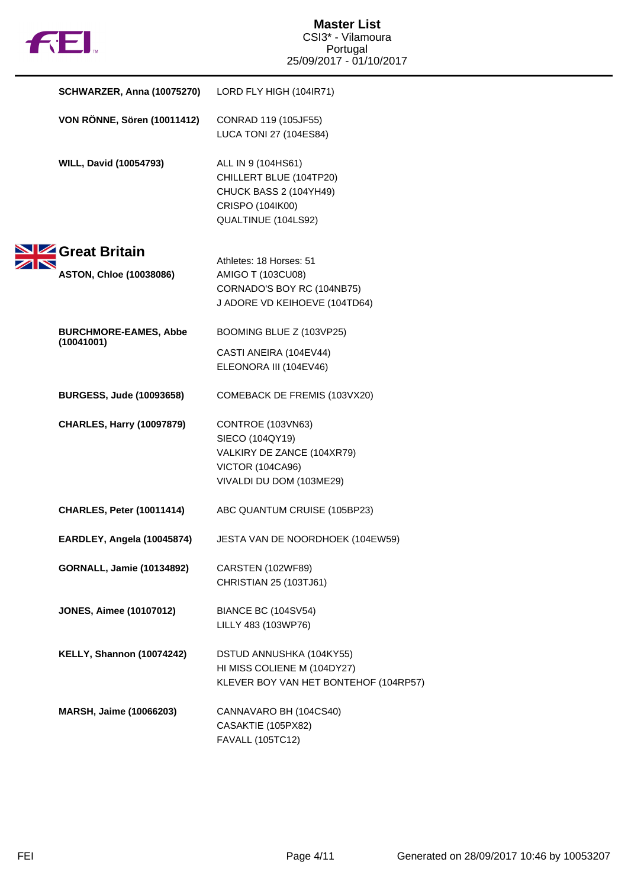| | |
|---|---|
| **SCHWARZER, Anna (10075270)** | LORD FLY HIGH (104IR71) |
| **VON RÖNNE, Sören (10011412)** | CONRAD 119 (105JF55)<br>LUCA TONI 27 (104ES84) |
| **WILL, David (10054793)** | ALL IN 9 (104HS61)<br>CHILLERT BLUE (104TP20)<br>CHUCK BASS 2 (104YH49)<br>CRISPO (104IK00)<br>QUALTINUE (104LS92) |

## Great Britain

Athletes: 18 Horses: 51

| | |
|---|---|
| **ASTON, Chloe (10038086)** | AMIGO T (103CU08)<br>CORNADO'S BOY RC (104NB75)<br>J ADORE VD KEIHOEVE (104TD64) |
| **BURCHMORE-EAMES, Abbe (10041001)** | BOOMING BLUE Z (103VP25)<br>CASTI ANEIRA (104EV44)<br>ELEONORA III (104EV46) |
| **BURGESS, Jude (10093658)** | COMEBACK DE FREMIS (103VX20) |
| **CHARLES, Harry (10097879)** | CONTROE (103VN63)<br>SIECO (104QY19)<br>VALKIRY DE ZANCE (104XR79)<br>VICTOR (104CA96)<br>VIVALDI DU DOM (103ME29) |
| **CHARLES, Peter (10011414)** | ABC QUANTUM CRUISE (105BP23) |
| **EARDLEY, Angela (10045874)** | JESTA VAN DE NOORDHOEK (104EW59) |
| **GORNALL, Jamie (10134892)** | CARSTEN (102WF89)<br>CHRISTIAN 25 (103TJ61) |
| **JONES, Aimee (10107012)** | BIANCE BC (104SV54)<br>LILLY 483 (103WP76) |
| **KELLY, Shannon (10074242)** | DSTUD ANNUSHKA (104KY55)<br>HI MISS COLIENE M (104DY27)<br>KLEVER BOY VAN HET BONTEHOF (104RP57) |
| **MARSH, Jaime (10066203)** | CANNAVARO BH (104CS40)<br>CASAKTIE (105PX82)<br>FAVALL (105TC12) |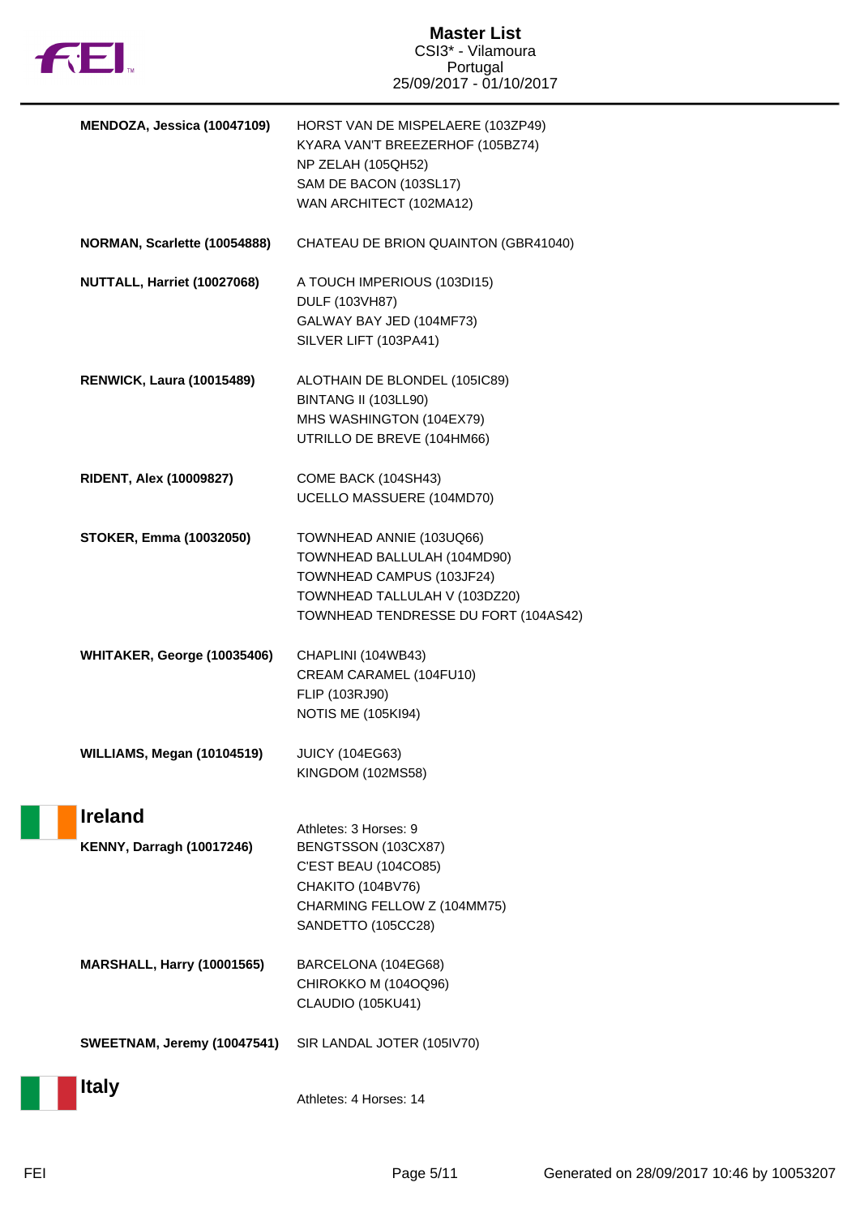# Master List
CSI3* - Vilamoura
Portugal
25/09/2017 - 01/10/2017

| | |
|---|---|
| **MENDOZA, Jessica (10047109)** | HORST VAN DE MISPELAERE (103ZP49)<br>KYARA VAN'T BREEZERHOF (105BZ74)<br>NP ZELAH (105QH52)<br>SAM DE BACON (103SL17)<br>WAN ARCHITECT (102MA12) |
| **NORMAN, Scarlette (10054888)** | CHATEAU DE BRION QUAINTON (GBR41040) |
| **NUTTALL, Harriet (10027068)** | A TOUCH IMPERIOUS (103DI15)<br>DULF (103VH87)<br>GALWAY BAY JED (104MF73)<br>SILVER LIFT (103PA41) |
| **RENWICK, Laura (10015489)** | ALOTHAIN DE BLONDEL (105IC89)<br>BINTANG II (103LL90)<br>MHS WASHINGTON (104EX79)<br>UTRILLO DE BREVE (104HM66) |
| **RIDENT, Alex (10009827)** | COME BACK (104SH43)<br>UCELLO MASSUERE (104MD70) |
| **STOKER, Emma (10032050)** | TOWNHEAD ANNIE (103UQ66)<br>TOWNHEAD BALLULAH (104MD90)<br>TOWNHEAD CAMPUS (103JF24)<br>TOWNHEAD TALLULAH V (103DZ20)<br>TOWNHEAD TENDRESSE DU FORT (104AS42) |
| **WHITAKER, George (10035406)** | CHAPLINI (104WB43)<br>CREAM CARAMEL (104FU10)<br>FLIP (103RJ90)<br>NOTIS ME (105KI94) |
| **WILLIAMS, Megan (10104519)** | JUICY (104EG63)<br>KINGDOM (102MS58) |

## Ireland

Athletes: 3 Horses: 9

| | |
|---|---|
| **KENNY, Darragh (10017246)** | BENGTSSON (103CX87)<br>C'EST BEAU (104CO85)<br>CHAKITO (104BV76)<br>CHARMING FELLOW Z (104MM75)<br>SANDETTO (105CC28) |
| **MARSHALL, Harry (10001565)** | BARCELONA (104EG68)<br>CHIROKKO M (104OQ96)<br>CLAUDIO (105KU41) |
| **SWEETNAM, Jeremy (10047541)** | SIR LANDAL JOTER (105IV70) |

## Italy

Athletes: 4 Horses: 14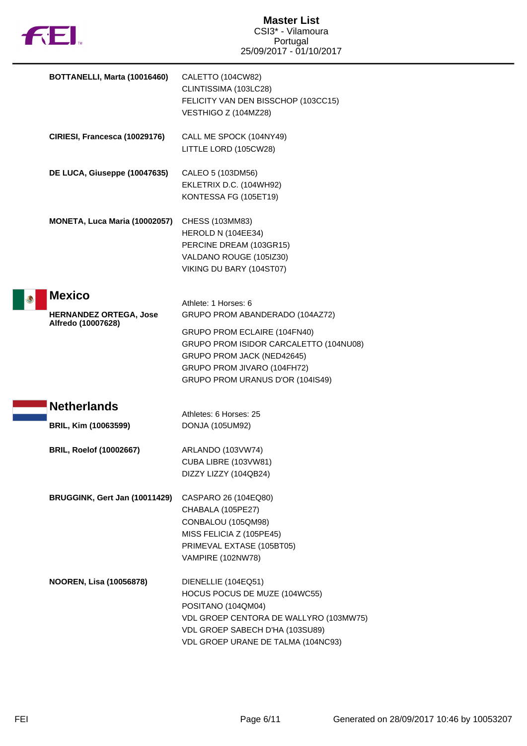# Master List
CSI3* - Vilamoura
Portugal
25/09/2017 - 01/10/2017

**BOTTANELLI, Marta (10016460)**
CALETTO (104CW82)
CLINTISSIMA (103LC28)
FELICITY VAN DEN BISSCHOP (103CC15)
VESTHIGO Z (104MZ28)

**CIRIESI, Francesca (10029176)**
CALL ME SPOCK (104NY49)
LITTLE LORD (105CW28)

**DE LUCA, Giuseppe (10047635)**
CALEO 5 (103DM56)
EKLETRIX D.C. (104WH92)
KONTESSA FG (105ET19)

**MONETA, Luca Maria (10002057)**
CHESS (103MM83)
HEROLD N (104EE34)
PERCINE DREAM (103GR15)
VALDANO ROUGE (105IZ30)
VIKING DU BARY (104ST07)

## Mexico

Athlete: 1 Horses: 6

**HERNANDEZ ORTEGA, Jose Alfredo (10007628)**
GRUPO PROM ABANDERADO (104AZ72)
GRUPO PROM ECLAIRE (104FN40)
GRUPO PROM ISIDOR CARCALETTO (104NU08)
GRUPO PROM JACK (NED42645)
GRUPO PROM JIVARO (104FH72)
GRUPO PROM URANUS D'OR (104IS49)

## Netherlands

Athletes: 6 Horses: 25

**BRIL, Kim (10063599)**
DONJA (105UM92)

**BRIL, Roelof (10002667)**
ARLANDO (103VW74)
CUBA LIBRE (103VW81)
DIZZY LIZZY (104QB24)

**BRUGGINK, Gert Jan (10011429)**
CASPARO 26 (104EQ80)
CHABALA (105PE27)
CONBALOU (105QM98)
MISS FELICIA Z (105PE45)
PRIMEVAL EXTASE (105BT05)
VAMPIRE (102NW78)

**NOOREN, Lisa (10056878)**
DIENELLIE (104EQ51)
HOCUS POCUS DE MUZE (104WC55)
POSITANO (104QM04)
VDL GROEP CENTORA DE WALLYRO (103MW75)
VDL GROEP SABECH D'HA (103SU89)
VDL GROEP URANE DE TALMA (104NC93)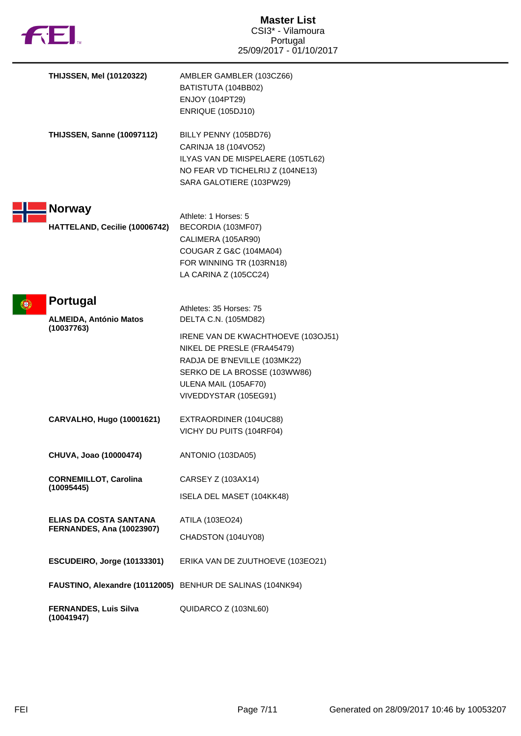| | |
|---|---|
| **THIJSSEN, Mel (10120322)** | AMBLER GAMBLER (103CZ66)<br>BATISTUTA (104BB02)<br>ENJOY (104PT29)<br>ENRIQUE (105DJ10) |
| **THIJSSEN, Sanne (10097112)** | BILLY PENNY (105BD76)<br>CARINJA 18 (104VO52)<br>ILYAS VAN DE MISPELAERE (105TL62)<br>NO FEAR VD TICHELRIJ Z (104NE13)<br>SARA GALOTIERE (103PW29) |

## Norway

Athlete: 1 Horses: 5

| | |
|---|---|
| **HATTELAND, Cecilie (10006742)** | BECORDIA (103MF07)<br>CALIMERA (105AR90)<br>COUGAR Z G&C (104MA04)<br>FOR WINNING TR (103RN18)<br>LA CARINA Z (105CC24) |

## Portugal

Athletes: 35 Horses: 75

| | |
|---|---|
| **ALMEIDA, António Matos (10037763)** | DELTA C.N. (105MD82)<br>IRENE VAN DE KWACHTHOEVE (103OJ51)<br>NIKEL DE PRESLE (FRA45479)<br>RADJA DE B'NEVILLE (103MK22)<br>SERKO DE LA BROSSE (103WW86)<br>ULENA MAIL (105AF70)<br>VIVEDDYSTAR (105EG91) |
| **CARVALHO, Hugo (10001621)** | EXTRAORDINER (104UC88)<br>VICHY DU PUITS (104RF04) |
| **CHUVA, Joao (10000474)** | ANTONIO (103DA05) |
| **CORNEMILLOT, Carolina (10095445)** | CARSEY Z (103AX14)<br>ISELA DEL MASET (104KK48) |
| **ELIAS DA COSTA SANTANA FERNANDES, Ana (10023907)** | ATILA (103EO24)<br>CHADSTON (104UY08) |
| **ESCUDEIRO, Jorge (10133301)** | ERIKA VAN DE ZUUTHOEVE (103EO21) |
| **FAUSTINO, Alexandre (10112005)** | BENHUR DE SALINAS (104NK94) |
| **FERNANDES, Luis Silva (10041947)** | QUIDARCO Z (103NL60) |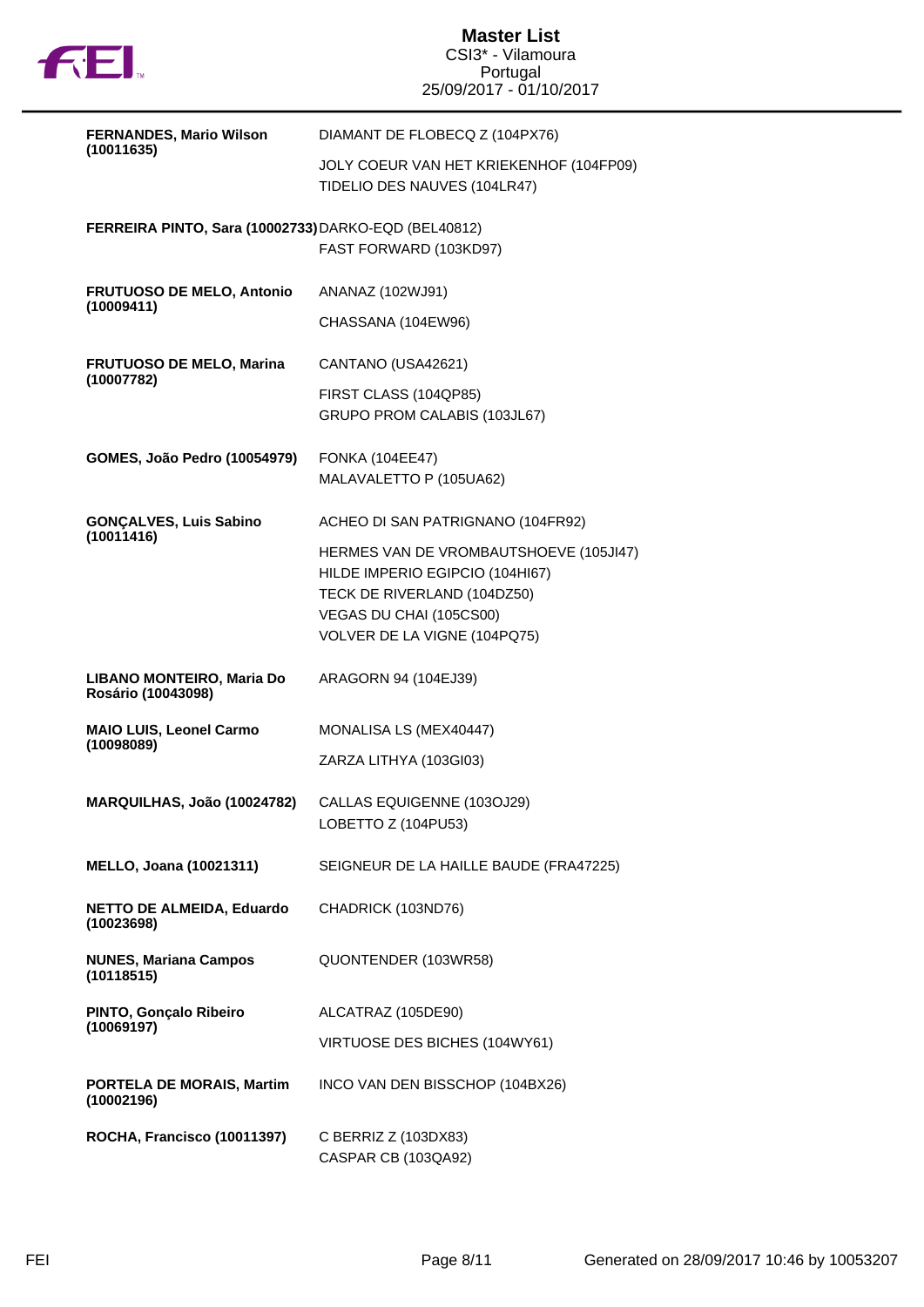# Master List

CSI3* - Vilamoura
Portugal
25/09/2017 - 01/10/2017

| Athlete | Horses |
|---|---|
| **FERNANDES, Mario Wilson (10011635)** | DIAMANT DE FLOBECQ Z (104PX76)<br>JOLY COEUR VAN HET KRIEKENHOF (104FP09)<br>TIDELIO DES NAUVES (104LR47) |
| **FERREIRA PINTO, Sara (10002733)** | DARKO-EQD (BEL40812)<br>FAST FORWARD (103KD97) |
| **FRUTUOSO DE MELO, Antonio (10009411)** | ANANAZ (102WJ91)<br>CHASSANA (104EW96) |
| **FRUTUOSO DE MELO, Marina (10007782)** | CANTANO (USA42621)<br>FIRST CLASS (104QP85)<br>GRUPO PROM CALABIS (103JL67) |
| **GOMES, João Pedro (10054979)** | FONKA (104EE47)<br>MALAVALETTO P (105UA62) |
| **GONÇALVES, Luis Sabino (10011416)** | ACHEO DI SAN PATRIGNANO (104FR92)<br>HERMES VAN DE VROMBAUTSHOEVE (105JI47)<br>HILDE IMPERIO EGIPCIO (104HI67)<br>TECK DE RIVERLAND (104DZ50)<br>VEGAS DU CHAI (105CS00)<br>VOLVER DE LA VIGNE (104PQ75) |
| **LIBANO MONTEIRO, Maria Do Rosário (10043098)** | ARAGORN 94 (104EJ39) |
| **MAIO LUIS, Leonel Carmo (10098089)** | MONALISA LS (MEX40447)<br>ZARZA LITHYA (103GI03) |
| **MARQUILHAS, João (10024782)** | CALLAS EQUIGENNE (103OJ29)<br>LOBETTO Z (104PU53) |
| **MELLO, Joana (10021311)** | SEIGNEUR DE LA HAILLE BAUDE (FRA47225) |
| **NETTO DE ALMEIDA, Eduardo (10023698)** | CHADRICK (103ND76) |
| **NUNES, Mariana Campos (10118515)** | QUONTENDER (103WR58) |
| **PINTO, Gonçalo Ribeiro (10069197)** | ALCATRAZ (105DE90)<br>VIRTUOSE DES BICHES (104WY61) |
| **PORTELA DE MORAIS, Martim (10002196)** | INCO VAN DEN BISSCHOP (104BX26) |
| **ROCHA, Francisco (10011397)** | C BERRIZ Z (103DX83)<br>CASPAR CB (103QA92) |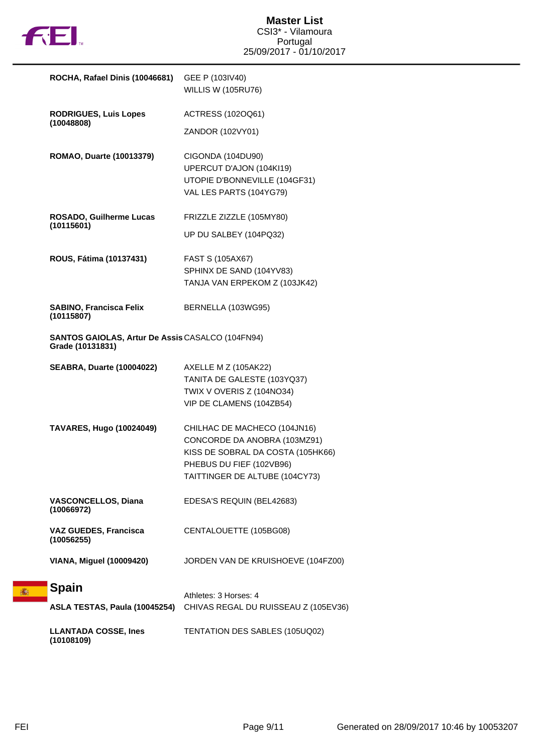| | |
|---|---|
| **ROCHA, Rafael Dinis (10046681)** | GEE P (103IV40)<br>WILLIS W (105RU76) |
| **RODRIGUES, Luis Lopes (10048808)** | ACTRESS (102OQ61)<br>ZANDOR (102VY01) |
| **ROMAO, Duarte (10013379)** | CIGONDA (104DU90)<br>UPERCUT D'AJON (104KI19)<br>UTOPIE D'BONNEVILLE (104GF31)<br>VAL LES PARTS (104YG79) |
| **ROSADO, Guilherme Lucas (10115601)** | FRIZZLE ZIZZLE (105MY80)<br>UP DU SALBEY (104PQ32) |
| **ROUS, Fátima (10137431)** | FAST S (105AX67)<br>SPHINX DE SAND (104YV83)<br>TANJA VAN ERPEKOM Z (103JK42) |
| **SABINO, Francisca Felix (10115807)** | BERNELLA (103WG95) |
| **SANTOS GAIOLAS, Artur De Assis Grade (10131831)** | CASALCO (104FN94) |
| **SEABRA, Duarte (10004022)** | AXELLE M Z (105AK22)<br>TANITA DE GALESTE (103YQ37)<br>TWIX V OVERIS Z (104NO34)<br>VIP DE CLAMENS (104ZB54) |
| **TAVARES, Hugo (10024049)** | CHILHAC DE MACHECO (104JN16)<br>CONCORDE DA ANOBRA (103MZ91)<br>KISS DE SOBRAL DA COSTA (105HK66)<br>PHEBUS DU FIEF (102VB96)<br>TAITTINGER DE ALTUBE (104CY73) |
| **VASCONCELLOS, Diana (10066972)** | EDESA'S REQUIN (BEL42683) |
| **VAZ GUEDES, Francisca (10056255)** | CENTALOUETTE (105BG08) |
| **VIANA, Miguel (10009420)** | JORDEN VAN DE KRUISHOEVE (104FZ00) |

## Spain

Athletes: 3 Horses: 4

| | |
|---|---|
| **ASLA TESTAS, Paula (10045254)** | CHIVAS REGAL DU RUISSEAU Z (105EV36) |
| **LLANTADA COSSE, Ines (10108109)** | TENTATION DES SABLES (105UQ02) |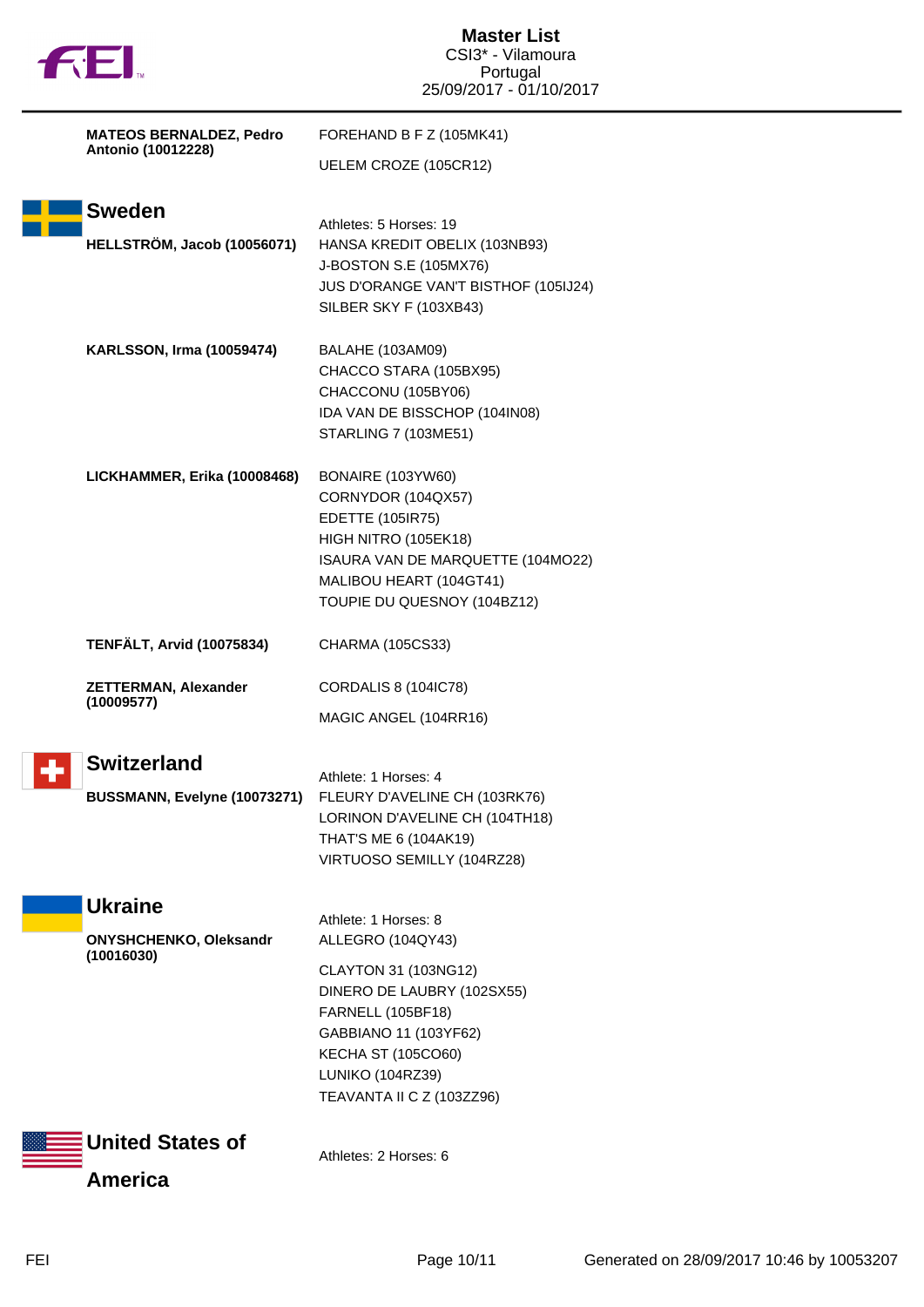**MATEOS BERNALDEZ, Pedro Antonio (10012228)**

FOREHAND B F Z (105MK41)
UELEM CROZE (105CR12)

## Sweden

Athletes: 5 Horses: 19

**HELLSTRÖM, Jacob (10056071)**

HANSA KREDIT OBELIX (103NB93)
J-BOSTON S.E (105MX76)
JUS D'ORANGE VAN'T BISTHOF (105IJ24)
SILBER SKY F (103XB43)

**KARLSSON, Irma (10059474)**

BALAHE (103AM09)
CHACCO STARA (105BX95)
CHACCONU (105BY06)
IDA VAN DE BISSCHOP (104IN08)
STARLING 7 (103ME51)

**LICKHAMMER, Erika (10008468)**

BONAIRE (103YW60)
CORNYDOR (104QX57)
EDETTE (105IR75)
HIGH NITRO (105EK18)
ISAURA VAN DE MARQUETTE (104MO22)
MALIBOU HEART (104GT41)
TOUPIE DU QUESNOY (104BZ12)

**TENFÄLT, Arvid (10075834)**

CHARMA (105CS33)

**ZETTERMAN, Alexander (10009577)**

CORDALIS 8 (104IC78)
MAGIC ANGEL (104RR16)

## Switzerland

Athlete: 1 Horses: 4

**BUSSMANN, Evelyne (10073271)**

FLEURY D'AVELINE CH (103RK76)
LORINON D'AVELINE CH (104TH18)
THAT'S ME 6 (104AK19)
VIRTUOSO SEMILLY (104RZ28)

## Ukraine

Athlete: 1 Horses: 8

**ONYSHCHENKO, Oleksandr (10016030)**

ALLEGRO (104QY43)
CLAYTON 31 (103NG12)
DINERO DE LAUBRY (102SX55)
FARNELL (105BF18)
GABBIANO 11 (103YF62)
KECHA ST (105CO60)
LUNIKO (104RZ39)
TEAVANTA II C Z (103ZZ96)

## United States of America

Athletes: 2 Horses: 6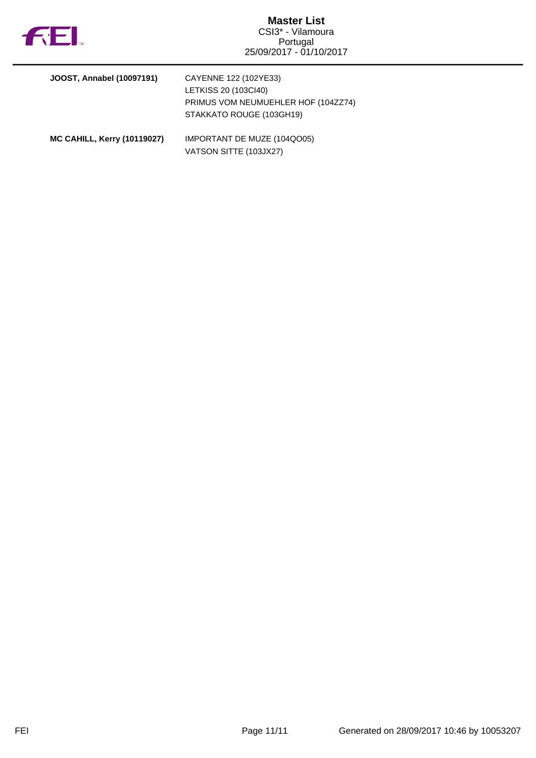| | |
|---|---|
| **JOOST, Annabel (10097191)** | CAYENNE 122 (102YE33)<br>LETKISS 20 (103CI40)<br>PRIMUS VOM NEUMUEHLER HOF (104ZZ74)<br>STAKKATO ROUGE (103GH19) |
| **MC CAHILL, Kerry (10119027)** | IMPORTANT DE MUZE (104QO05)<br>VATSON SITTE (103JX27) |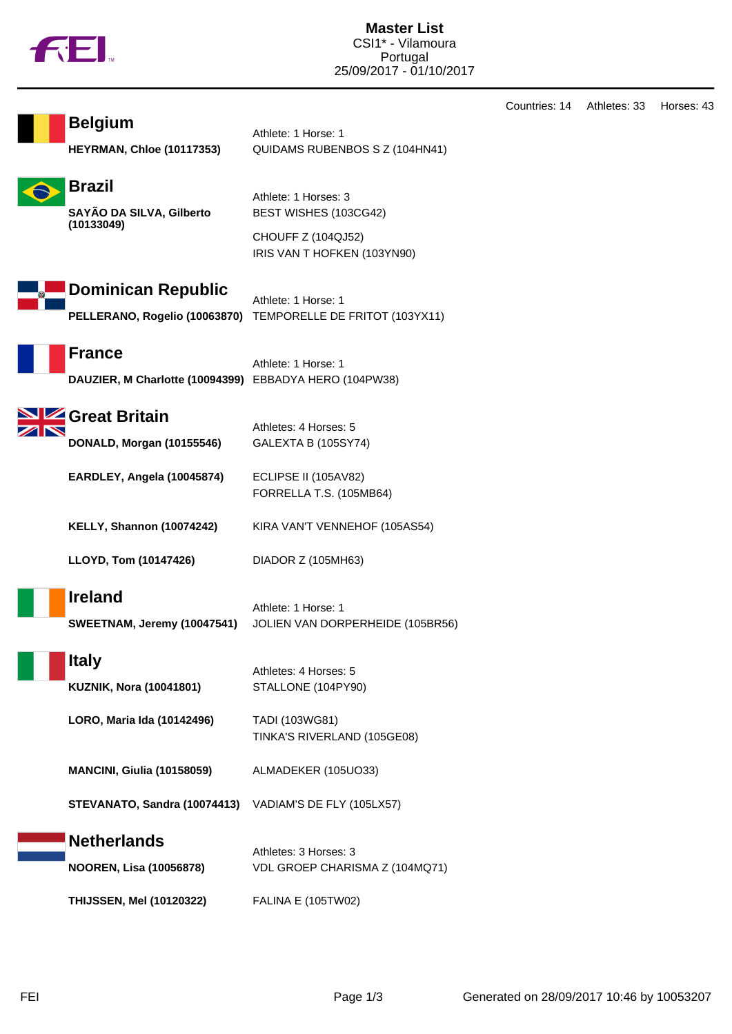# Master List

CSI1* - Vilamoura
Portugal
25/09/2017 - 01/10/2017

Countries: 14 Athletes: 33 Horses: 43

## Belgium

Athlete: 1 Horse: 1

| Athlete | Horse |
|---|---|
| **HEYRMAN, Chloe (10117353)** | QUIDAMS RUBENBOS S Z (104HN41) |

## Brazil

Athlete: 1 Horses: 3

| Athlete | Horse |
|---|---|
| **SAYÃO DA SILVA, Gilberto (10133049)** | BEST WISHES (103CG42) |
| | CHOUFF Z (104QJ52) |
| | IRIS VAN T HOFKEN (103YN90) |

## Dominican Republic

Athlete: 1 Horse: 1

| Athlete | Horse |
|---|---|
| **PELLERANO, Rogelio (10063870)** | TEMPORELLE DE FRITOT (103YX11) |

## France

Athlete: 1 Horse: 1

| Athlete | Horse |
|---|---|
| **DAUZIER, M Charlotte (10094399)** | EBBADYA HERO (104PW38) |

## Great Britain

Athletes: 4 Horses: 5

| Athlete | Horse |
|---|---|
| **DONALD, Morgan (10155546)** | GALEXTA B (105SY74) |
| **EARDLEY, Angela (10045874)** | ECLIPSE II (105AV82) |
| | FORRELLA T.S. (105MB64) |
| **KELLY, Shannon (10074242)** | KIRA VAN'T VENNEHOF (105AS54) |
| **LLOYD, Tom (10147426)** | DIADOR Z (105MH63) |

## Ireland

Athlete: 1 Horse: 1

| Athlete | Horse |
|---|---|
| **SWEETNAM, Jeremy (10047541)** | JOLIEN VAN DORPERHEIDE (105BR56) |

## Italy

Athletes: 4 Horses: 5

| Athlete | Horse |
|---|---|
| **KUZNIK, Nora (10041801)** | STALLONE (104PY90) |
| **LORO, Maria Ida (10142496)** | TADI (103WG81) |
| | TINKA'S RIVERLAND (105GE08) |
| **MANCINI, Giulia (10158059)** | ALMADEKER (105UO33) |
| **STEVANATO, Sandra (10074413)** | VADIAM'S DE FLY (105LX57) |

## Netherlands

Athletes: 3 Horses: 3

| Athlete | Horse |
|---|---|
| **NOOREN, Lisa (10056878)** | VDL GROEP CHARISMA Z (104MQ71) |
| **THIJSSEN, Mel (10120322)** | FALINA E (105TW02) |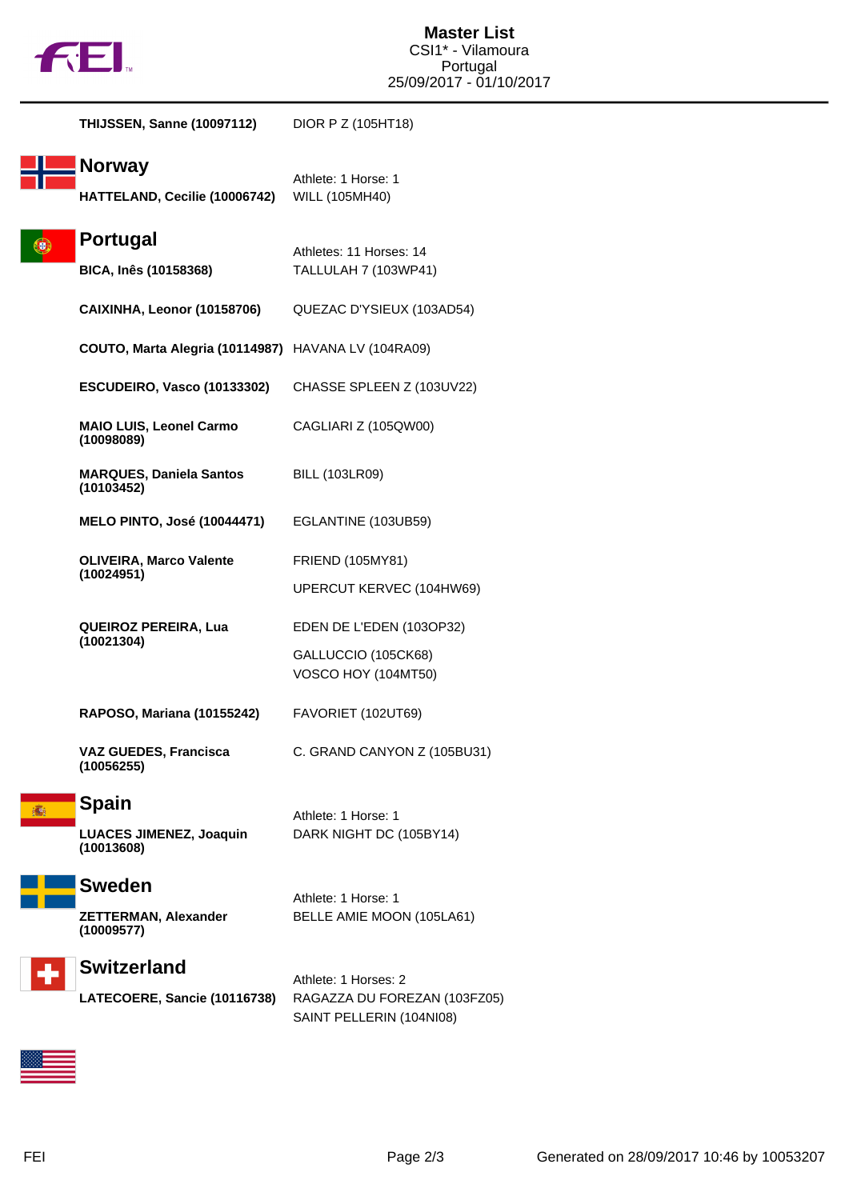# Master List

CSI1* - Vilamoura
Portugal
25/09/2017 - 01/10/2017

| | |
|---|---|
| **THIJSSEN, Sanne (10097112)** | DIOR P Z (105HT18) |

## Norway

Athlete: 1 Horse: 1

| | |
|---|---|
| **HATTELAND, Cecilie (10006742)** | WILL (105MH40) |

## Portugal

Athletes: 11 Horses: 14

| | |
|---|---|
| **BICA, Inês (10158368)** | TALLULAH 7 (103WP41) |
| **CAIXINHA, Leonor (10158706)** | QUEZAC D'YSIEUX (103AD54) |
| **COUTO, Marta Alegria (10114987)** | HAVANA LV (104RA09) |
| **ESCUDEIRO, Vasco (10133302)** | CHASSE SPLEEN Z (103UV22) |
| **MAIO LUIS, Leonel Carmo (10098089)** | CAGLIARI Z (105QW00) |
| **MARQUES, Daniela Santos (10103452)** | BILL (103LR09) |
| **MELO PINTO, José (10044471)** | EGLANTINE (103UB59) |
| **OLIVEIRA, Marco Valente (10024951)** | FRIEND (105MY81) |
| | UPERCUT KERVEC (104HW69) |
| **QUEIROZ PEREIRA, Lua (10021304)** | EDEN DE L'EDEN (103OP32) |
| | GALLUCCIO (105CK68) |
| | VOSCO HOY (104MT50) |
| **RAPOSO, Mariana (10155242)** | FAVORIET (102UT69) |
| **VAZ GUEDES, Francisca (10056255)** | C. GRAND CANYON Z (105BU31) |

## Spain

Athlete: 1 Horse: 1

| | |
|---|---|
| **LUACES JIMENEZ, Joaquin (10013608)** | DARK NIGHT DC (105BY14) |

## Sweden

Athlete: 1 Horse: 1

| | |
|---|---|
| **ZETTERMAN, Alexander (10009577)** | BELLE AMIE MOON (105LA61) |

## Switzerland

Athlete: 1 Horses: 2

| | |
|---|---|
| **LATECOERE, Sancie (10116738)** | RAGAZZA DU FOREZAN (103FZ05) |
| | SAINT PELLERIN (104NI08) |

Generated on 28/09/2017 10:46 by 10053207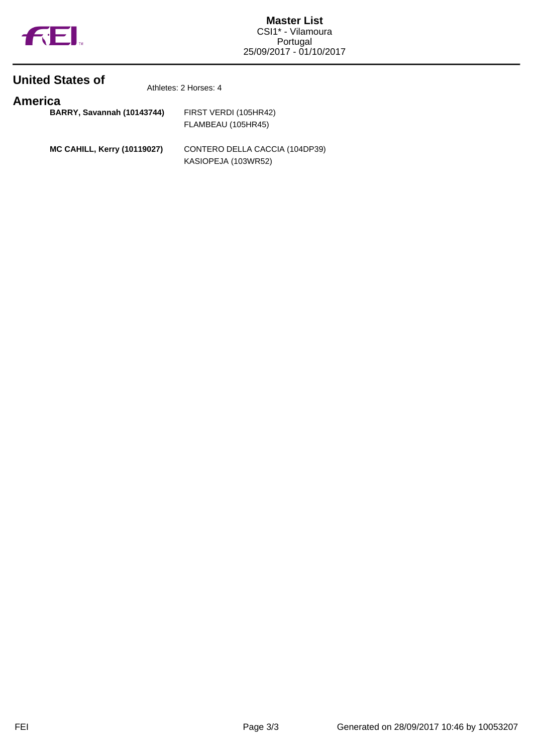# Master List
CSI1* - Vilamoura
Portugal
25/09/2017 - 01/10/2017

## United States of America

Athletes: 2 Horses: 4

| | |
|---|---|
| **BARRY, Savannah (10143744)** | FIRST VERDI (105HR42) |
| | FLAMBEAU (105HR45) |
| **MC CAHILL, Kerry (10119027)** | CONTERO DELLA CACCIA (104DP39) |
| | KASIOPEJA (103WR52) |

Generated on 28/09/2017 10:46 by 10053207